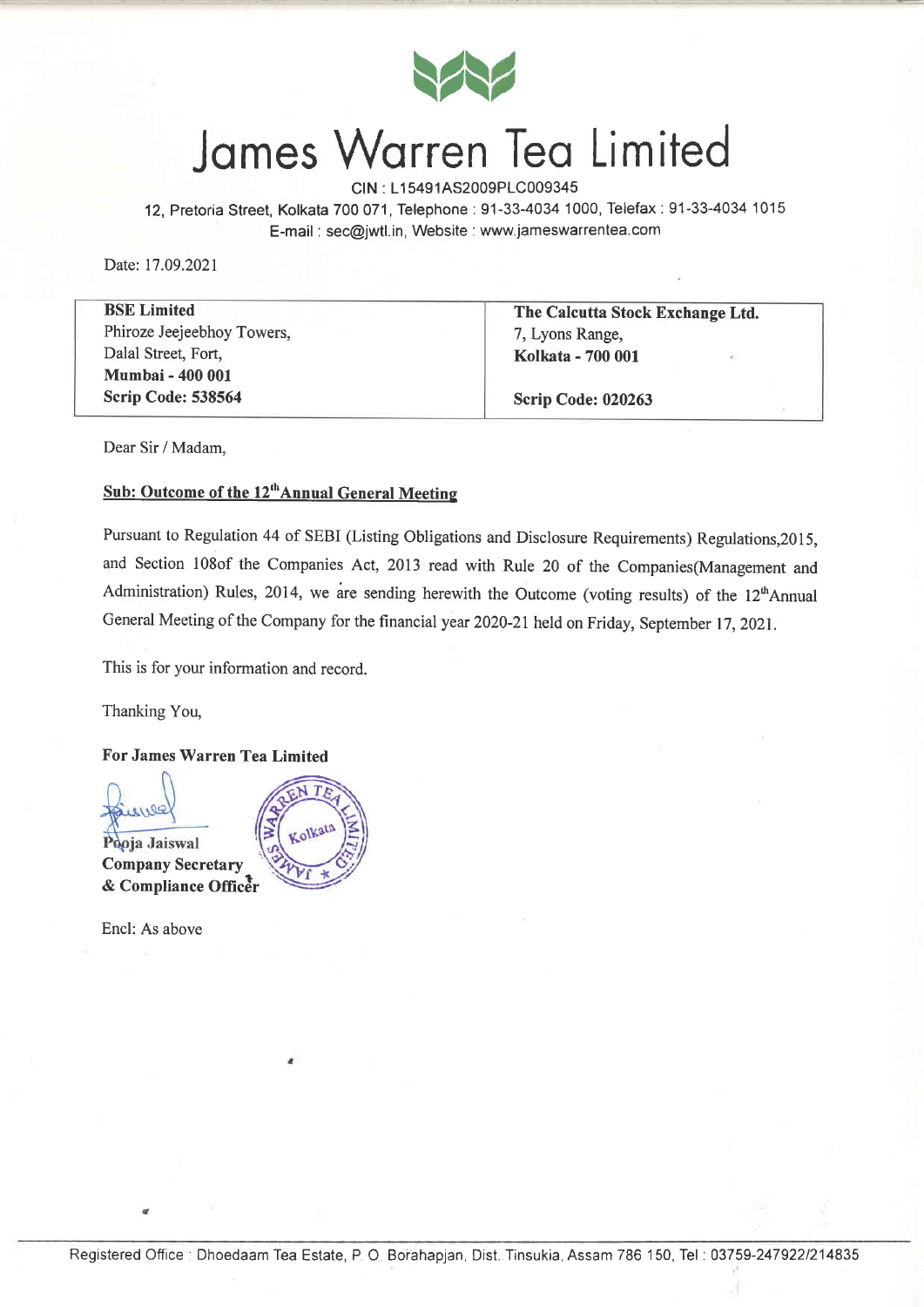# James Warren Tea Limited

CIN : L15491AS2009PLC009345

12, Pretoria Street, Kolkata 700 071, Telephone : 91-33-4034 1000, Telefax : 91-33-4034 1015

E-mail : sec@jwtl.in, Website : www.jameswarrentea.com

Date: 17.09.2021

| **BSE Limited**<br>Phiroze Jeejeebhoy Towers,<br>Dalal Street, Fort,<br>**Mumbai - 400 001**<br>**Scrip Code: 538564** | **The Calcutta Stock Exchange Ltd.**<br>7, Lyons Range,<br>**Kolkata - 700 001**<br><br>**Scrip Code: 020263** |
|---|---|

Dear Sir / Madam,

**Sub: Outcome of the 12th Annual General Meeting**

Pursuant to Regulation 44 of SEBI (Listing Obligations and Disclosure Requirements) Regulations,2015, and Section 108of the Companies Act, 2013 read with Rule 20 of the Companies(Management and Administration) Rules, 2014, we are sending herewith the Outcome (voting results) of the 12th Annual General Meeting of the Company for the financial year 2020-21 held on Friday, September 17, 2021.

This is for your information and record.

Thanking You,

**For James Warren Tea Limited**

Pooja Jaiswal
**Company Secretary**
**& Compliance Officer**

Encl: As above

Registered Office : Dhoedaam Tea Estate, P. O. Borahapjan, Dist. Tinsukia, Assam 786 150, Tel : 03759-247922/214835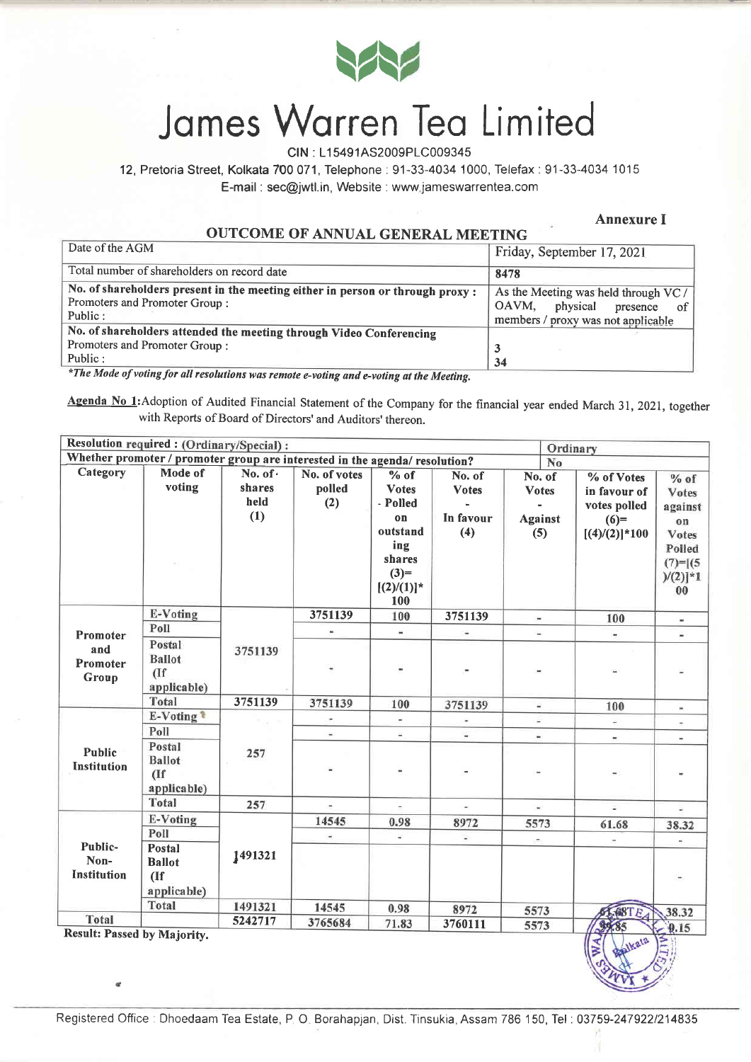# James Warren Tea Limited

CIN : L15491AS2009PLC009345

12, Pretoria Street, Kolkata 700 071, Telephone : 91-33-4034 1000, Telefax : 91-33-4034 1015

E-mail : sec@jwtl.in, Website : www.jameswarrentea.com

**Annexure I**

## OUTCOME OF ANNUAL GENERAL MEETING

| Date of the AGM | Friday, September 17, 2021 |
|---|---|
| Total number of shareholders on record date | 8478 |
| **No. of shareholders present in the meeting either in person or through proxy :** Promoters and Promoter Group : Public : | As the Meeting was held through VC / OAVM, physical presence of members / proxy was not applicable |
| **No. of shareholders attended the meeting through Video Conferencing** Promoters and Promoter Group : Public : | 3 34 |

*\*The Mode of voting for all resolutions was remote e-voting and e-voting at the Meeting.*

**Agenda No 1:** Adoption of Audited Financial Statement of the Company for the financial year ended March 31, 2021, together with Reports of Board of Directors' and Auditors' thereon.

| Resolution required : (Ordinary/Special) : | | | | | | | Ordinary | | |
|---|---|---|---|---|---|---|---|---|---|
| Whether promoter / promoter group are interested in the agenda/ resolution? | | | | | | | No | | |
| Category | Mode of voting | No. of shares held (1) | No. of votes polled (2) | % of Votes - Polled on outstanding shares (3)=[(2)/(1)]*100 | No. of Votes - In favour (4) | No. of Votes - Against (5) | % of Votes in favour of votes polled (6)=[(4)/(2)]*100 | % of Votes against on Votes Polled (7)=[(5)/(2)]*100 |
| Promoter and Promoter Group | E-Voting | 3751139 | 3751139 | 100 | 3751139 | - | 100 | - |
| | Poll | | - | - | - | - | - | - |
| | Postal Ballot (If applicable) | | - | - | - | - | - | - |
| | Total | 3751139 | 3751139 | 100 | 3751139 | - | 100 | - |
| Public Institution | E-Voting | 257 | - | - | - | - | - | - |
| | Poll | | - | - | - | - | - | - |
| | Postal Ballot (If applicable) | | - | - | - | - | - | - |
| | Total | 257 | - | - | - | - | - | - |
| Public-Non-Institution | E-Voting | 1491321 | 14545 | 0.98 | 8972 | 5573 | 61.68 | 38.32 |
| | Poll | | - | - | - | - | - | - |
| | Postal Ballot (If applicable) | | | | | | | - |
| | Total | 1491321 | 14545 | 0.98 | 8972 | 5573 | 61.68 | 38.32 |
| Total | | 5242717 | 3765684 | 71.83 | 3760111 | 5573 | 99.85 | 0.15 |

**Result: Passed by Majority.**

Registered Office : Dhoedaam Tea Estate, P. O. Borahapjan, Dist. Tinsukia, Assam 786 150, Tel : 03759-247922/214835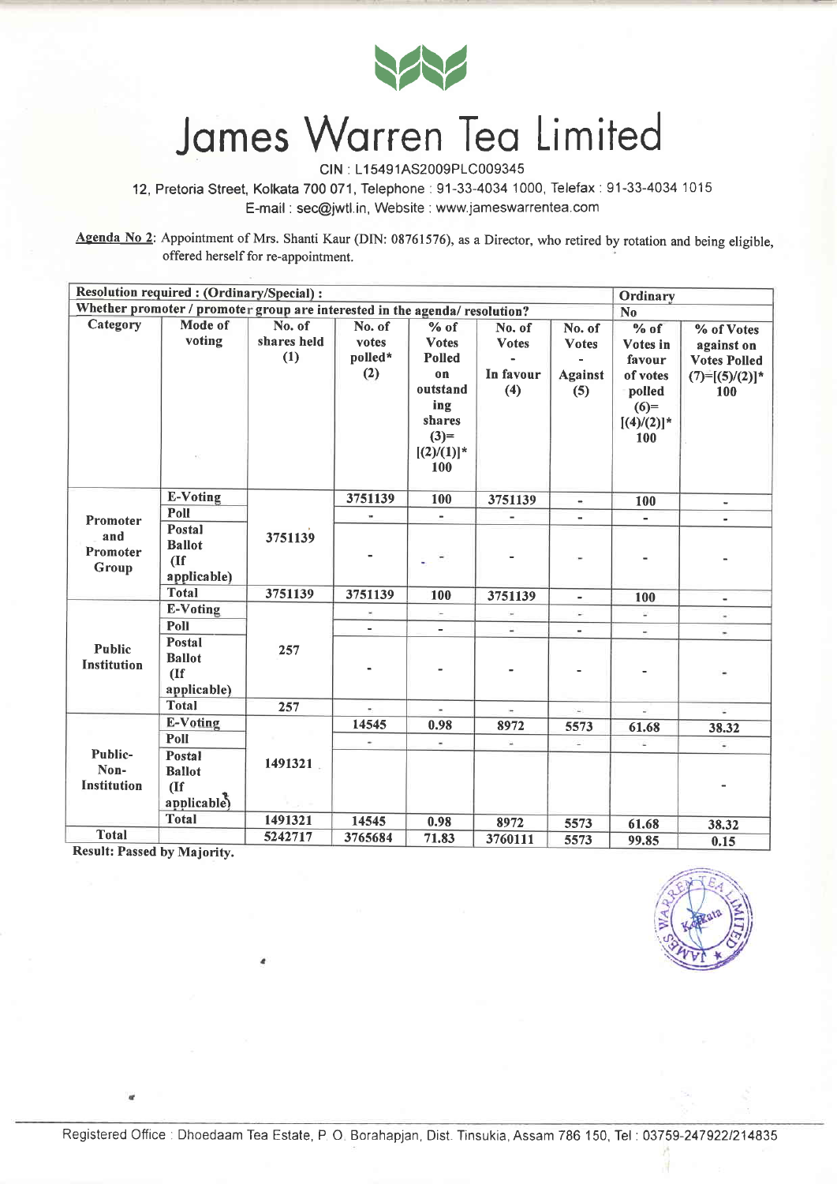# James Warren Tea Limited

CIN : L15491AS2009PLC009345

12, Pretoria Street, Kolkata 700 071, Telephone : 91-33-4034 1000, Telefax : 91-33-4034 1015

E-mail : sec@jwtl.in, Website : www.jameswarrentea.com

**Agenda No 2**: Appointment of Mrs. Shanti Kaur (DIN: 08761576), as a Director, who retired by rotation and being eligible, offered herself for re-appointment.

| **Resolution required : (Ordinary/Special) :** | | | | | | | | **Ordinary** |
|---|---|---|---|---|---|---|---|---|
| **Whether promoter / promoter group are interested in the agenda/ resolution?** | | | | | | | | **No** |
| **Category** | **Mode of voting** | **No. of shares held (1)** | **No. of votes polled* (2)** | **% of Votes Polled on outstanding shares (3)=[(2)/(1)]* 100** | **No. of Votes - In favour (4)** | **No. of Votes - Against (5)** | **% of Votes in favour of votes polled (6)=[(4)/(2)]* 100** | **% of Votes against on Votes Polled (7)=[(5)/(2)]* 100** |
| **Promoter and Promoter Group** | **E-Voting** | 3751139 | 3751139 | 100 | 3751139 | - | 100 | - |
| | **Poll** | | - | - | - | - | - | - |
| | **Postal Ballot (If applicable)** | | - | - | - | - | - | - |
| | **Total** | 3751139 | 3751139 | 100 | 3751139 | - | 100 | - |
| **Public Institution** | **E-Voting** | 257 | - | - | - | - | - | - |
| | **Poll** | | - | - | - | - | - | - |
| | **Postal Ballot (If applicable)** | | - | - | - | - | - | - |
| | **Total** | 257 | - | - | - | - | - | - |
| **Public-Non-Institution** | **E-Voting** | 1491321 | 14545 | 0.98 | 8972 | 5573 | 61.68 | 38.32 |
| | **Poll** | | - | - | - | - | - | - |
| | **Postal Ballot (If applicable)** | | | | | | | - |
| | **Total** | 1491321 | 14545 | 0.98 | 8972 | 5573 | 61.68 | 38.32 |
| **Total** | | 5242717 | 3765684 | 71.83 | 3760111 | 5573 | 99.85 | 0.15 |

**Result: Passed by Majority.**

Registered Office : Dhoedaam Tea Estate, P. O. Borahapjan, Dist. Tinsukia, Assam 786 150, Tel : 03759-247922/214835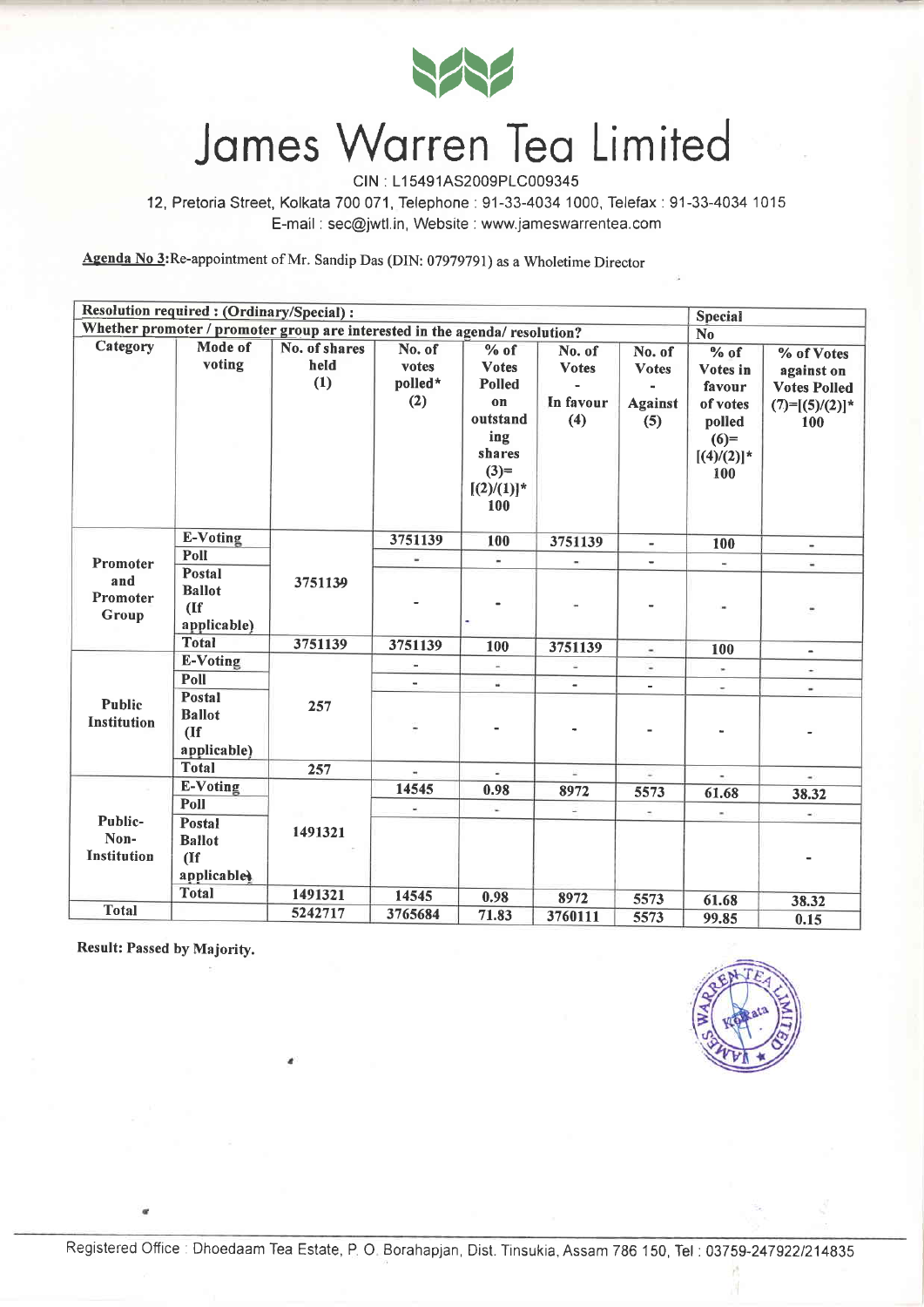# James Warren Tea Limited

CIN : L15491AS2009PLC009345

12, Pretoria Street, Kolkata 700 071, Telephone : 91-33-4034 1000, Telefax : 91-33-4034 1015

E-mail : sec@jwtl.in, Website : www.jameswarrentea.com

**Agenda No 3:** Re-appointment of Mr. Sandip Das (DIN: 07979791) as a Wholetime Director

| Resolution required : (Ordinary/Special) : | | | | | | | Special | |
|---|---|---|---|---|---|---|---|---|
| Whether promoter / promoter group are interested in the agenda/ resolution? | | | | | | | No | |
| Category | Mode of voting | No. of shares held (1) | No. of votes polled* (2) | % of Votes Polled on outstanding shares (3)=[(2)/(1)]* 100 | No. of Votes - In favour (4) | No. of Votes - Against (5) | % of Votes in favour of votes polled (6)=[(4)/(2)]* 100 | % of Votes against on Votes Polled (7)=[(5)/(2)]* 100 |
| Promoter and Promoter Group | E-Voting | 3751139 | 3751139 | 100 | 3751139 | - | 100 | - |
| | Poll | | - | - | - | - | - | - |
| | Postal Ballot (If applicable) | | - | - | - | - | - | - |
| | Total | 3751139 | 3751139 | 100 | 3751139 | - | 100 | - |
| Public Institution | E-Voting | 257 | - | - | - | - | - | - |
| | Poll | | - | - | - | - | - | - |
| | Postal Ballot (If applicable) | | - | - | - | - | - | - |
| | Total | 257 | - | - | - | - | - | - |
| Public-Non-Institution | E-Voting | 1491321 | 14545 | 0.98 | 8972 | 5573 | 61.68 | 38.32 |
| | Poll | | - | - | - | - | - | - |
| | Postal Ballot (If applicable) | | | | | | | - |
| | Total | 1491321 | 14545 | 0.98 | 8972 | 5573 | 61.68 | 38.32 |
| Total | | 5242717 | 3765684 | 71.83 | 3760111 | 5573 | 99.85 | 0.15 |

**Result: Passed by Majority.**

Registered Office : Dhoedaam Tea Estate, P. O. Borahapjan, Dist. Tinsukia, Assam 786 150, Tel : 03759-247922/214835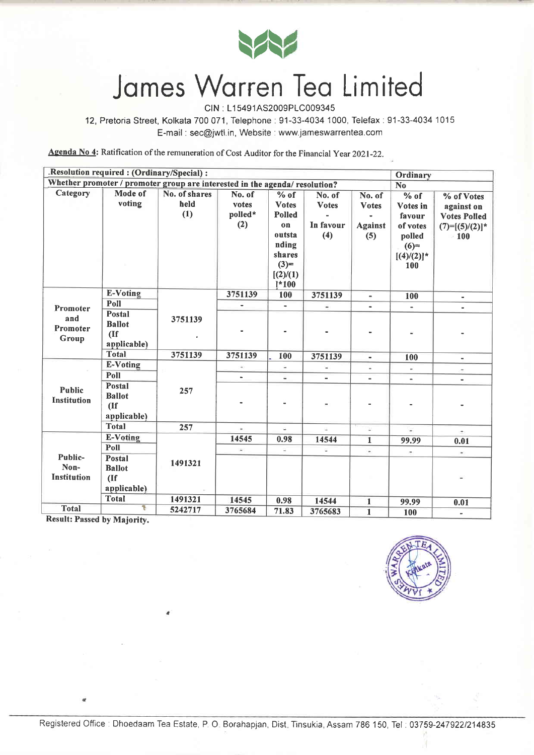# James Warren Tea Limited

CIN : L15491AS2009PLC009345

12, Pretoria Street, Kolkata 700 071, Telephone : 91-33-4034 1000, Telefax : 91-33-4034 1015

E-mail : sec@jwtl.in, Website : www.jameswarrentea.com

**Agenda No 4:** Ratification of the remuneration of Cost Auditor for the Financial Year 2021-22.

| Resolution required : (Ordinary/Special) : | | | | | | | Ordinary | |
|---|---|---|---|---|---|---|---|---|
| Whether promoter / promoter group are interested in the agenda/ resolution? | | | | | | | No | |
| **Category** | **Mode of voting** | **No. of shares held (1)** | **No. of votes polled* (2)** | **% of Votes Polled on outstanding shares (3)=[(2)/(1)]*100** | **No. of Votes - In favour (4)** | **No. of Votes - Against (5)** | **% of Votes in favour of votes polled (6)=[(4)/(2)]*100** | **% of Votes against on Votes Polled (7)=[(5)/(2)]*100** |
| Promoter and Promoter Group | E-Voting | 3751139 | 3751139 | 100 | 3751139 | - | 100 | - |
| | Poll | | - | - | - | - | - | - |
| | Postal Ballot (If applicable) | | - | - | - | - | - | - |
| | Total | 3751139 | 3751139 | 100 | 3751139 | - | 100 | - |
| Public Institution | E-Voting | 257 | - | - | - | - | - | - |
| | Poll | | - | - | - | - | - | - |
| | Postal Ballot (If applicable) | | - | - | - | - | - | - |
| | Total | 257 | - | - | - | - | - | - |
| Public-Non-Institution | E-Voting | 1491321 | 14545 | 0.98 | 14544 | 1 | 99.99 | 0.01 |
| | Poll | | - | - | - | - | - | - |
| | Postal Ballot (If applicable) | | | | | | | - |
| | Total | 1491321 | 14545 | 0.98 | 14544 | 1 | 99.99 | 0.01 |
| **Total** | | 5242717 | 3765684 | 71.83 | 3765683 | 1 | 100 | - |

**Result: Passed by Majority.**

Registered Office : Dhoedaam Tea Estate, P. O. Borahapjan, Dist. Tinsukia, Assam 786 150, Tel : 03759-247922/214835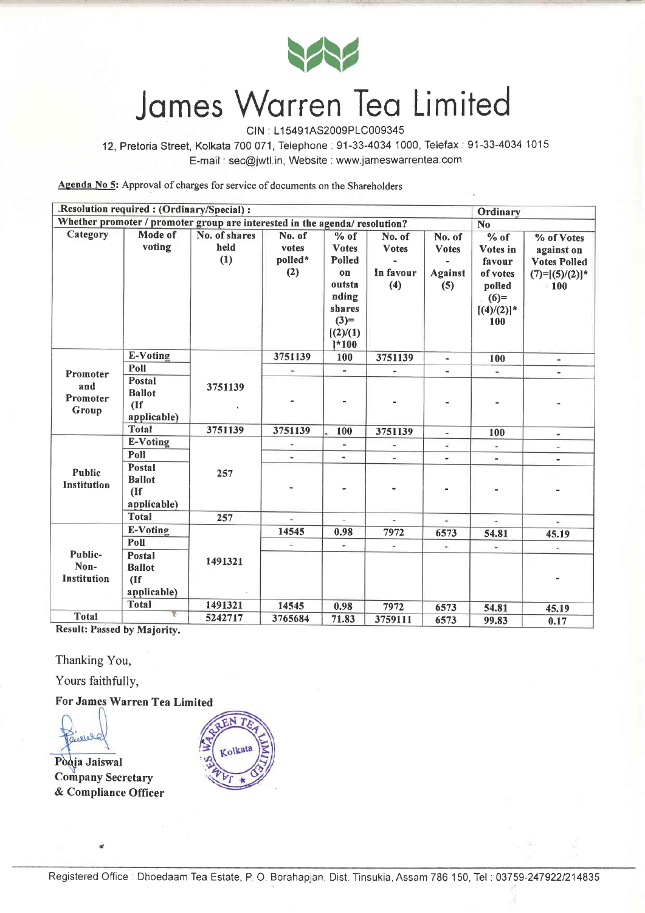# James Warren Tea Limited

CIN : L15491AS2009PLC009345

12, Pretoria Street, Kolkata 700 071, Telephone : 91-33-4034 1000, Telefax : 91-33-4034 1015

E-mail : sec@jwtl.in, Website : www.jameswarrentea.com

**Agenda No 5:** Approval of charges for service of documents on the Shareholders

| .Resolution required : (Ordinary/Special) : | | | | | | | | **Ordinary** |
|---|---|---|---|---|---|---|---|---|
| **Whether promoter / promoter group are interested in the agenda/ resolution?** | | | | | | | | **No** |
| **Category** | **Mode of voting** | **No. of shares held (1)** | **No. of votes polled* (2)** | **% of Votes Polled on outstanding shares (3)=[(2)/(1)]*100** | **No. of Votes - In favour (4)** | **No. of Votes - Against (5)** | **% of Votes in favour of votes polled (6)=[(4)/(2)]*100** | **% of Votes against on Votes Polled (7)=[(5)/(2)]*100** |
| **Promoter and Promoter Group** | **E-Voting** | 3751139 | 3751139 | 100 | 3751139 | - | 100 | - |
| | **Poll** | | - | - | - | - | - | - |
| | **Postal Ballot (If applicable)** | | - | - | - | - | - | - |
| | **Total** | 3751139 | 3751139 | 100 | 3751139 | - | 100 | - |
| **Public Institution** | **E-Voting** | 257 | - | - | - | - | - | - |
| | **Poll** | | - | - | - | - | - | - |
| | **Postal Ballot (If applicable)** | | - | - | - | - | - | - |
| | **Total** | 257 | - | - | - | - | - | - |
| **Public-Non-Institution** | **E-Voting** | 1491321 | 14545 | 0.98 | 7972 | 6573 | 54.81 | 45.19 |
| | **Poll** | | - | - | - | - | - | - |
| | **Postal Ballot (If applicable)** | | | | | | | - |
| | **Total** | 1491321 | 14545 | 0.98 | 7972 | 6573 | 54.81 | 45.19 |
| **Total** | | 5242717 | 3765684 | 71.83 | 3759111 | 6573 | 99.83 | 0.17 |

**Result: Passed by Majority.**

Thanking You,

Yours faithfully,

**For James Warren Tea Limited**

**Pooja Jaiswal**
**Company Secretary**
**& Compliance Officer**

Registered Office : Dhoedaam Tea Estate, P. O. Borahapjan, Dist. Tinsukia, Assam 786 150, Tel : 03759-247922/214835